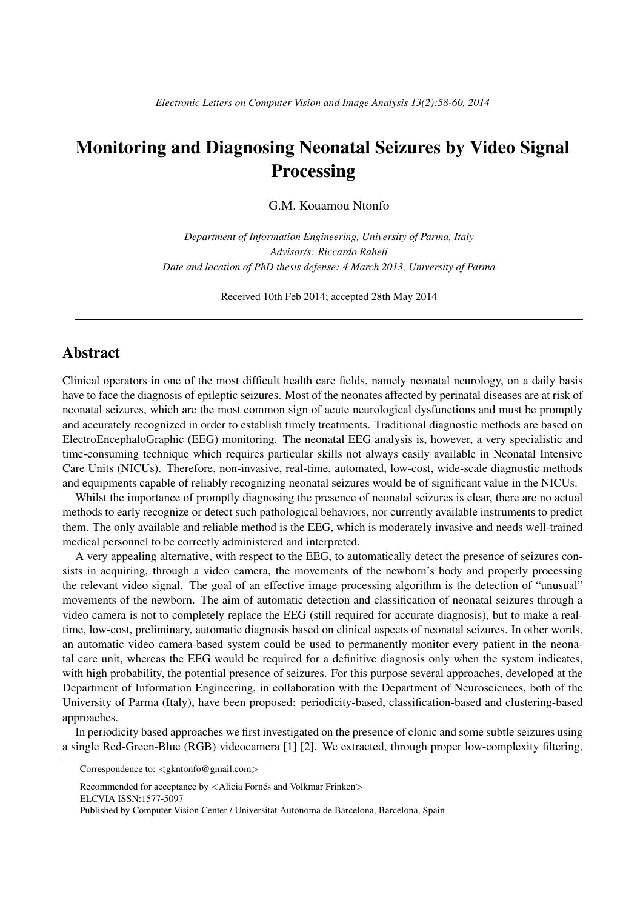# Monitoring and Diagnosing Neonatal Seizures by Video Signal Processing

G.M. Kouamou Ntonfo

*Department of Information Engineering, University of Parma, Italy*
*Advisor/s: Riccardo Raheli*
*Date and location of PhD thesis defense: 4 March 2013, University of Parma*

Received 10th Feb 2014; accepted 28th May 2014

## Abstract

Clinical operators in one of the most difficult health care fields, namely neonatal neurology, on a daily basis have to face the diagnosis of epileptic seizures. Most of the neonates affected by perinatal diseases are at risk of neonatal seizures, which are the most common sign of acute neurological dysfunctions and must be promptly and accurately recognized in order to establish timely treatments. Traditional diagnostic methods are based on ElectroEncephaloGraphic (EEG) monitoring. The neonatal EEG analysis is, however, a very specialistic and time-consuming technique which requires particular skills not always easily available in Neonatal Intensive Care Units (NICUs). Therefore, non-invasive, real-time, automated, low-cost, wide-scale diagnostic methods and equipments capable of reliably recognizing neonatal seizures would be of significant value in the NICUs.

Whilst the importance of promptly diagnosing the presence of neonatal seizures is clear, there are no actual methods to early recognize or detect such pathological behaviors, nor currently available instruments to predict them. The only available and reliable method is the EEG, which is moderately invasive and needs well-trained medical personnel to be correctly administered and interpreted.

A very appealing alternative, with respect to the EEG, to automatically detect the presence of seizures consists in acquiring, through a video camera, the movements of the newborn's body and properly processing the relevant video signal. The goal of an effective image processing algorithm is the detection of "unusual" movements of the newborn. The aim of automatic detection and classification of neonatal seizures through a video camera is not to completely replace the EEG (still required for accurate diagnosis), but to make a real-time, low-cost, preliminary, automatic diagnosis based on clinical aspects of neonatal seizures. In other words, an automatic video camera-based system could be used to permanently monitor every patient in the neonatal care unit, whereas the EEG would be required for a definitive diagnosis only when the system indicates, with high probability, the potential presence of seizures. For this purpose several approaches, developed at the Department of Information Engineering, in collaboration with the Department of Neurosciences, both of the University of Parma (Italy), have been proposed: periodicity-based, classification-based and clustering-based approaches.

In periodicity based approaches we first investigated on the presence of clonic and some subtle seizures using a single Red-Green-Blue (RGB) videocamera [1] [2]. We extracted, through proper low-complexity filtering,

---

Correspondence to: <gkntonfo@gmail.com>

Recommended for acceptance by <Alicia Fornés and Volkmar Frinken>
ELCVIA ISSN:1577-5097
Published by Computer Vision Center / Universitat Autonoma de Barcelona, Barcelona, Spain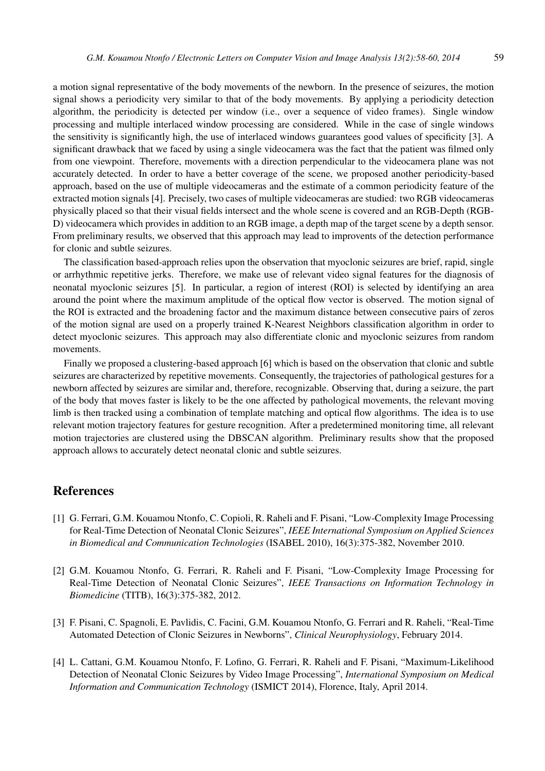a motion signal representative of the body movements of the newborn. In the presence of seizures, the motion signal shows a periodicity very similar to that of the body movements. By applying a periodicity detection algorithm, the periodicity is detected per window (i.e., over a sequence of video frames). Single window processing and multiple interlaced window processing are considered. While in the case of single windows the sensitivity is significantly high, the use of interlaced windows guarantees good values of specificity [3]. A significant drawback that we faced by using a single videocamera was the fact that the patient was filmed only from one viewpoint. Therefore, movements with a direction perpendicular to the videocamera plane was not accurately detected. In order to have a better coverage of the scene, we proposed another periodicity-based approach, based on the use of multiple videocameras and the estimate of a common periodicity feature of the extracted motion signals [4]. Precisely, two cases of multiple videocameras are studied: two RGB videocameras physically placed so that their visual fields intersect and the whole scene is covered and an RGB-Depth (RGB-D) videocamera which provides in addition to an RGB image, a depth map of the target scene by a depth sensor. From preliminary results, we observed that this approach may lead to improvents of the detection performance for clonic and subtle seizures.

The classification based-approach relies upon the observation that myoclonic seizures are brief, rapid, single or arrhythmic repetitive jerks. Therefore, we make use of relevant video signal features for the diagnosis of neonatal myoclonic seizures [5]. In particular, a region of interest (ROI) is selected by identifying an area around the point where the maximum amplitude of the optical flow vector is observed. The motion signal of the ROI is extracted and the broadening factor and the maximum distance between consecutive pairs of zeros of the motion signal are used on a properly trained K-Nearest Neighbors classification algorithm in order to detect myoclonic seizures. This approach may also differentiate clonic and myoclonic seizures from random movements.

Finally we proposed a clustering-based approach [6] which is based on the observation that clonic and subtle seizures are characterized by repetitive movements. Consequently, the trajectories of pathological gestures for a newborn affected by seizures are similar and, therefore, recognizable. Observing that, during a seizure, the part of the body that moves faster is likely to be the one affected by pathological movements, the relevant moving limb is then tracked using a combination of template matching and optical flow algorithms. The idea is to use relevant motion trajectory features for gesture recognition. After a predetermined monitoring time, all relevant motion trajectories are clustered using the DBSCAN algorithm. Preliminary results show that the proposed approach allows to accurately detect neonatal clonic and subtle seizures.

# References

[1] G. Ferrari, G.M. Kouamou Ntonfo, C. Copioli, R. Raheli and F. Pisani, "Low-Complexity Image Processing for Real-Time Detection of Neonatal Clonic Seizures", *IEEE International Symposium on Applied Sciences in Biomedical and Communication Technologies* (ISABEL 2010), 16(3):375-382, November 2010.

[2] G.M. Kouamou Ntonfo, G. Ferrari, R. Raheli and F. Pisani, "Low-Complexity Image Processing for Real-Time Detection of Neonatal Clonic Seizures", *IEEE Transactions on Information Technology in Biomedicine* (TITB), 16(3):375-382, 2012.

[3] F. Pisani, C. Spagnoli, E. Pavlidis, C. Facini, G.M. Kouamou Ntonfo, G. Ferrari and R. Raheli, "Real-Time Automated Detection of Clonic Seizures in Newborns", *Clinical Neurophysiology*, February 2014.

[4] L. Cattani, G.M. Kouamou Ntonfo, F. Lofino, G. Ferrari, R. Raheli and F. Pisani, "Maximum-Likelihood Detection of Neonatal Clonic Seizures by Video Image Processing", *International Symposium on Medical Information and Communication Technology* (ISMICT 2014), Florence, Italy, April 2014.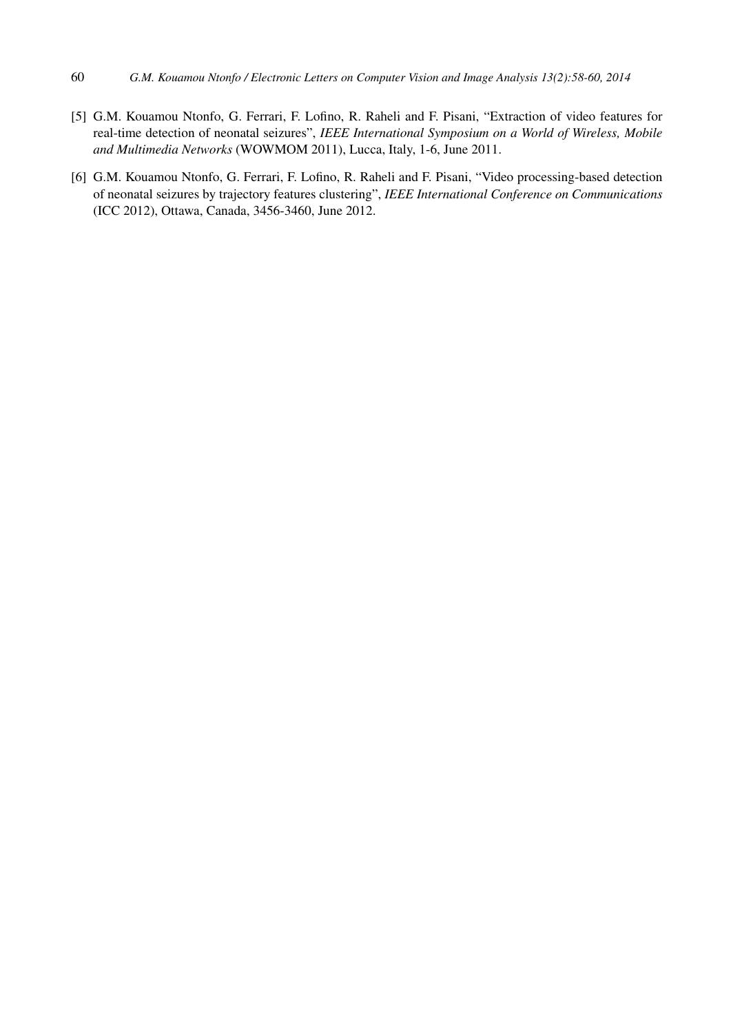[5] G.M. Kouamou Ntonfo, G. Ferrari, F. Lofino, R. Raheli and F. Pisani, "Extraction of video features for real-time detection of neonatal seizures", *IEEE International Symposium on a World of Wireless, Mobile and Multimedia Networks* (WOWMOM 2011), Lucca, Italy, 1-6, June 2011.

[6] G.M. Kouamou Ntonfo, G. Ferrari, F. Lofino, R. Raheli and F. Pisani, "Video processing-based detection of neonatal seizures by trajectory features clustering", *IEEE International Conference on Communications* (ICC 2012), Ottawa, Canada, 3456-3460, June 2012.